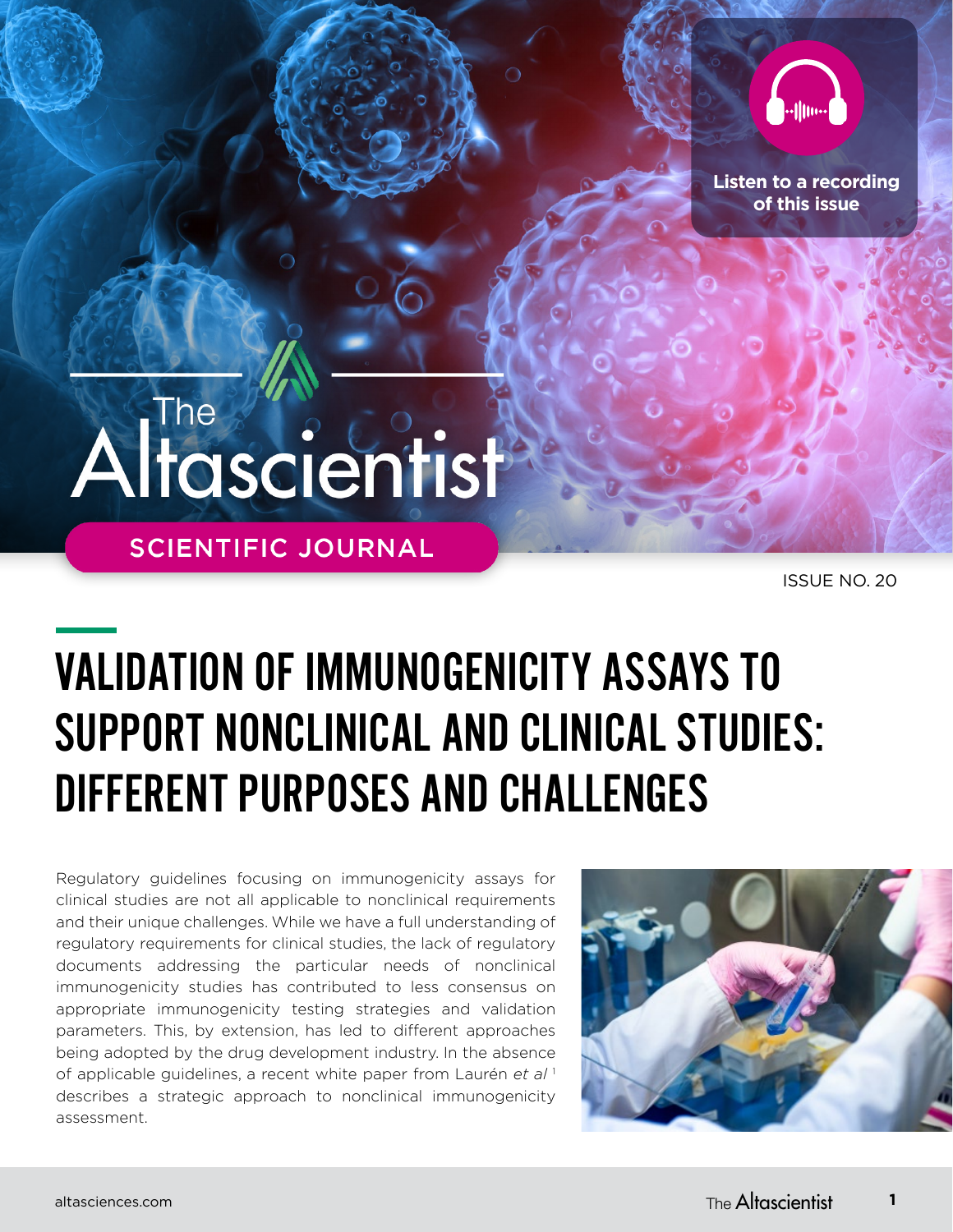Listen to a recording of this issue

The Altascientist

SCIENTIFIC JOURNAL

ISSUE NO. 20

# VALIDATION OF IMMUNOGENICITY ASSAYS TO SUPPORT NONCLINICAL AND CLINICAL STUDIES: DIFFERENT PURPOSES AND CHALLENGES

Regulatory guidelines focusing on immunogenicity assays for clinical studies are not all applicable to nonclinical requirements and their unique challenges. While we have a full understanding of regulatory requirements for clinical studies, the lack of regulatory documents addressing the particular needs of nonclinical immunogenicity studies has contributed to less consensus on appropriate immunogenicity testing strategies and validation parameters. This, by extension, has led to different approaches being adopted by the drug development industry. In the absence of applicable guidelines, a recent white paper from Laurén *et al* [1] describes a strategic approach to nonclinical immunogenicity assessment.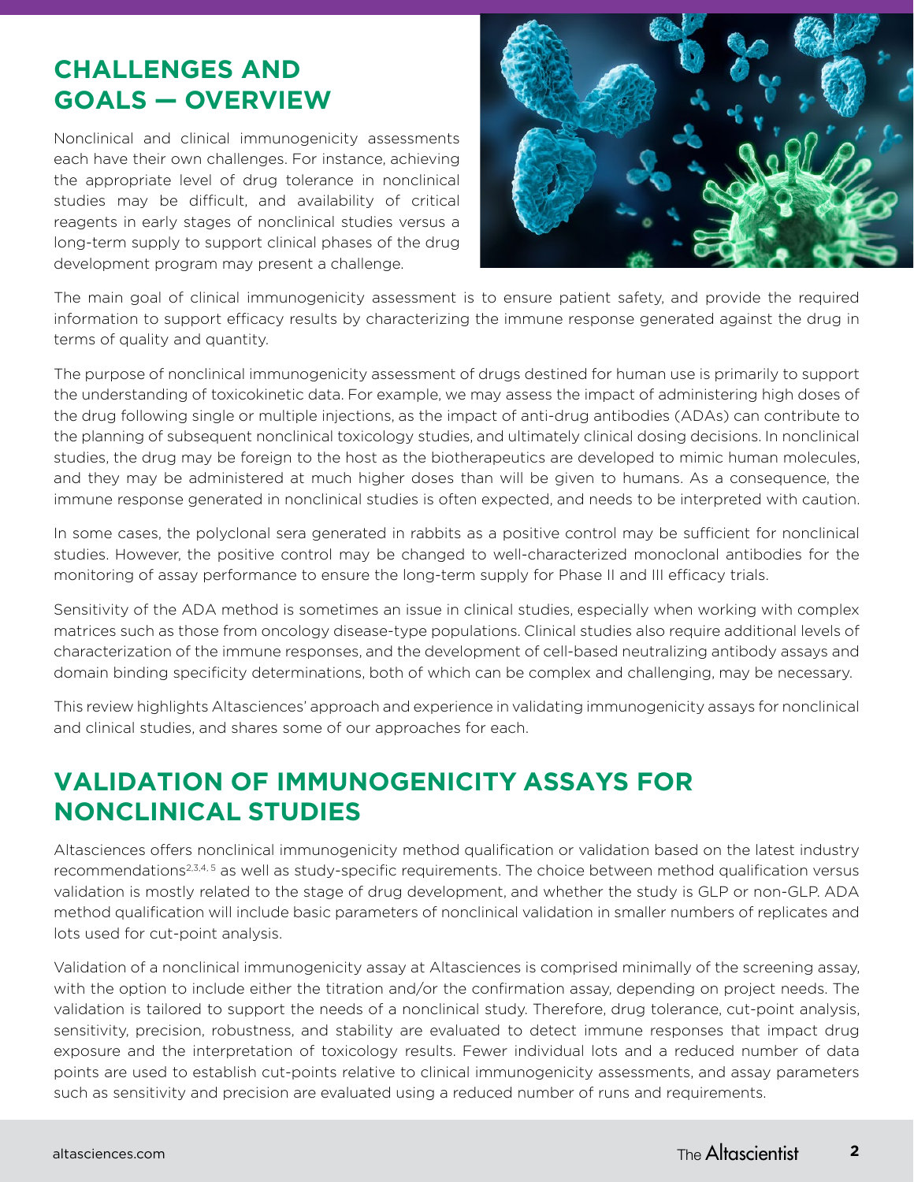## CHALLENGES AND GOALS — OVERVIEW

Nonclinical and clinical immunogenicity assessments each have their own challenges. For instance, achieving the appropriate level of drug tolerance in nonclinical studies may be difficult, and availability of critical reagents in early stages of nonclinical studies versus a long-term supply to support clinical phases of the drug development program may present a challenge.

The main goal of clinical immunogenicity assessment is to ensure patient safety, and provide the required information to support efficacy results by characterizing the immune response generated against the drug in terms of quality and quantity.

The purpose of nonclinical immunogenicity assessment of drugs destined for human use is primarily to support the understanding of toxicokinetic data. For example, we may assess the impact of administering high doses of the drug following single or multiple injections, as the impact of anti-drug antibodies (ADAs) can contribute to the planning of subsequent nonclinical toxicology studies, and ultimately clinical dosing decisions. In nonclinical studies, the drug may be foreign to the host as the biotherapeutics are developed to mimic human molecules, and they may be administered at much higher doses than will be given to humans. As a consequence, the immune response generated in nonclinical studies is often expected, and needs to be interpreted with caution.

In some cases, the polyclonal sera generated in rabbits as a positive control may be sufficient for nonclinical studies. However, the positive control may be changed to well-characterized monoclonal antibodies for the monitoring of assay performance to ensure the long-term supply for Phase II and III efficacy trials.

Sensitivity of the ADA method is sometimes an issue in clinical studies, especially when working with complex matrices such as those from oncology disease-type populations. Clinical studies also require additional levels of characterization of the immune responses, and the development of cell-based neutralizing antibody assays and domain binding specificity determinations, both of which can be complex and challenging, may be necessary.

This review highlights Altasciences' approach and experience in validating immunogenicity assays for nonclinical and clinical studies, and shares some of our approaches for each.

## VALIDATION OF IMMUNOGENICITY ASSAYS FOR NONCLINICAL STUDIES

Altasciences offers nonclinical immunogenicity method qualification or validation based on the latest industry recommendations[2,3,4,5] as well as study-specific requirements. The choice between method qualification versus validation is mostly related to the stage of drug development, and whether the study is GLP or non-GLP. ADA method qualification will include basic parameters of nonclinical validation in smaller numbers of replicates and lots used for cut-point analysis.

Validation of a nonclinical immunogenicity assay at Altasciences is comprised minimally of the screening assay, with the option to include either the titration and/or the confirmation assay, depending on project needs. The validation is tailored to support the needs of a nonclinical study. Therefore, drug tolerance, cut-point analysis, sensitivity, precision, robustness, and stability are evaluated to detect immune responses that impact drug exposure and the interpretation of toxicology results. Fewer individual lots and a reduced number of data points are used to establish cut-points relative to clinical immunogenicity assessments, and assay parameters such as sensitivity and precision are evaluated using a reduced number of runs and requirements.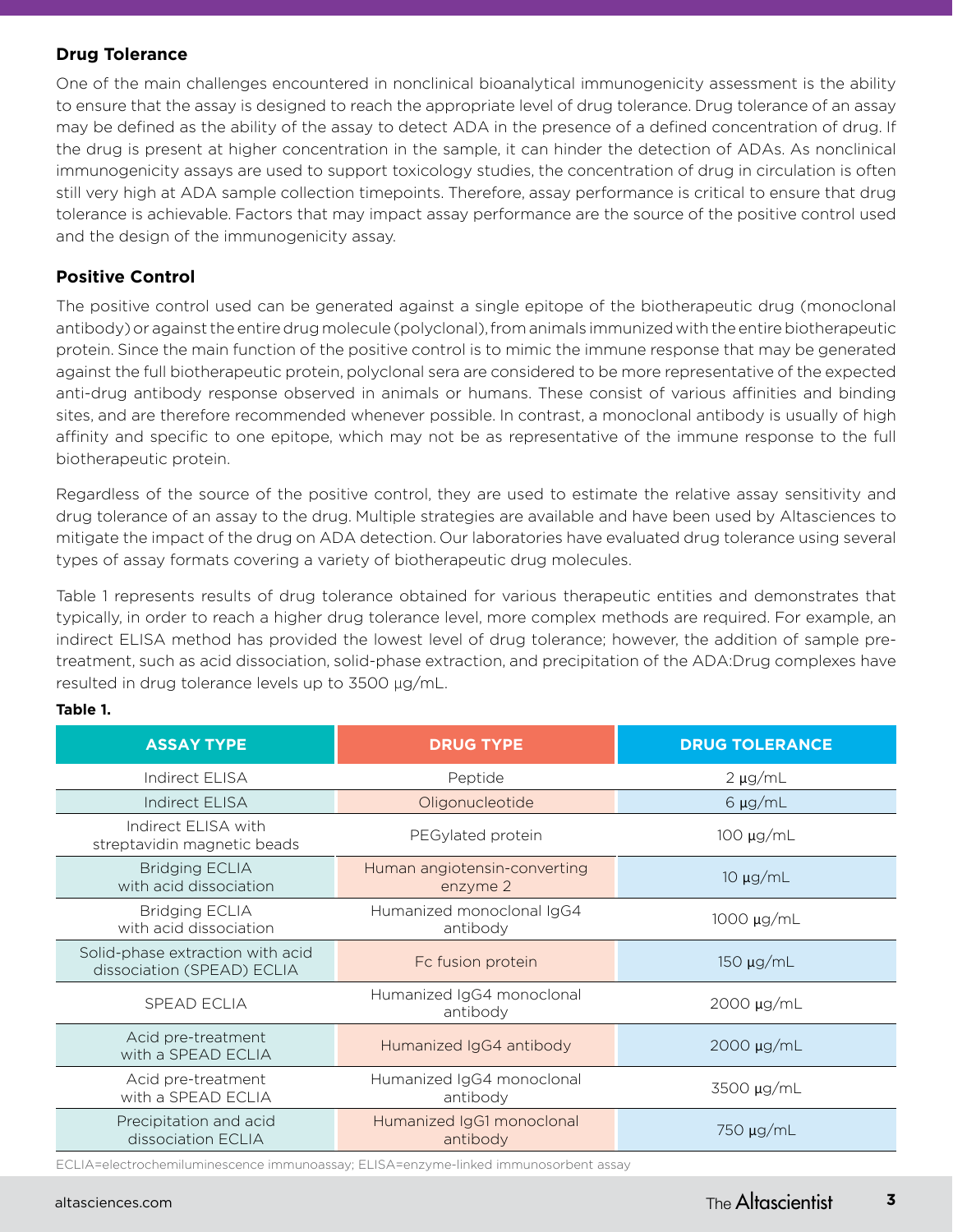### Drug Tolerance

One of the main challenges encountered in nonclinical bioanalytical immunogenicity assessment is the ability to ensure that the assay is designed to reach the appropriate level of drug tolerance. Drug tolerance of an assay may be defined as the ability of the assay to detect ADA in the presence of a defined concentration of drug. If the drug is present at higher concentration in the sample, it can hinder the detection of ADAs. As nonclinical immunogenicity assays are used to support toxicology studies, the concentration of drug in circulation is often still very high at ADA sample collection timepoints. Therefore, assay performance is critical to ensure that drug tolerance is achievable. Factors that may impact assay performance are the source of the positive control used and the design of the immunogenicity assay.

### Positive Control

The positive control used can be generated against a single epitope of the biotherapeutic drug (monoclonal antibody) or against the entire drug molecule (polyclonal), from animals immunized with the entire biotherapeutic protein. Since the main function of the positive control is to mimic the immune response that may be generated against the full biotherapeutic protein, polyclonal sera are considered to be more representative of the expected anti-drug antibody response observed in animals or humans. These consist of various affinities and binding sites, and are therefore recommended whenever possible. In contrast, a monoclonal antibody is usually of high affinity and specific to one epitope, which may not be as representative of the immune response to the full biotherapeutic protein.

Regardless of the source of the positive control, they are used to estimate the relative assay sensitivity and drug tolerance of an assay to the drug. Multiple strategies are available and have been used by Altasciences to mitigate the impact of the drug on ADA detection. Our laboratories have evaluated drug tolerance using several types of assay formats covering a variety of biotherapeutic drug molecules.

Table 1 represents results of drug tolerance obtained for various therapeutic entities and demonstrates that typically, in order to reach a higher drug tolerance level, more complex methods are required. For example, an indirect ELISA method has provided the lowest level of drug tolerance; however, the addition of sample pre-treatment, such as acid dissociation, solid-phase extraction, and precipitation of the ADA:Drug complexes have resulted in drug tolerance levels up to 3500 µg/mL.

**Table 1.**

| ASSAY TYPE | DRUG TYPE | DRUG TOLERANCE |
|---|---|---|
| Indirect ELISA | Peptide | 2 µg/mL |
| Indirect ELISA | Oligonucleotide | 6 µg/mL |
| Indirect ELISA with streptavidin magnetic beads | PEGylated protein | 100 µg/mL |
| Bridging ECLIA with acid dissociation | Human angiotensin-converting enzyme 2 | 10 µg/mL |
| Bridging ECLIA with acid dissociation | Humanized monoclonal IgG4 antibody | 1000 µg/mL |
| Solid-phase extraction with acid dissociation (SPEAD) ECLIA | Fc fusion protein | 150 µg/mL |
| SPEAD ECLIA | Humanized IgG4 monoclonal antibody | 2000 µg/mL |
| Acid pre-treatment with a SPEAD ECLIA | Humanized IgG4 antibody | 2000 µg/mL |
| Acid pre-treatment with a SPEAD ECLIA | Humanized IgG4 monoclonal antibody | 3500 µg/mL |
| Precipitation and acid dissociation ECLIA | Humanized IgG1 monoclonal antibody | 750 µg/mL |

ECLIA=electrochemiluminescence immunoassay; ELISA=enzyme-linked immunosorbent assay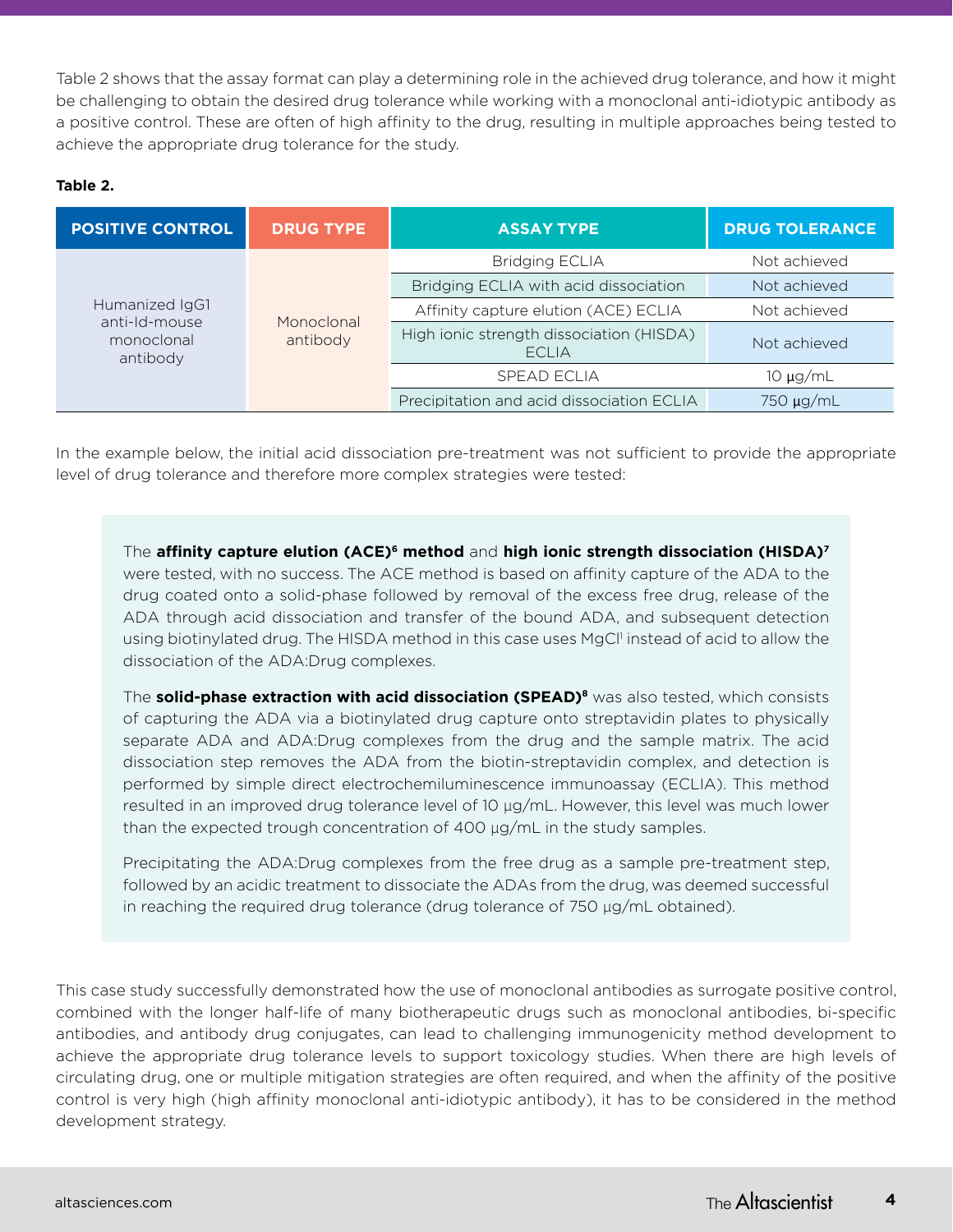Table 2 shows that the assay format can play a determining role in the achieved drug tolerance, and how it might be challenging to obtain the desired drug tolerance while working with a monoclonal anti-idiotypic antibody as a positive control. These are often of high affinity to the drug, resulting in multiple approaches being tested to achieve the appropriate drug tolerance for the study.

**Table 2.**

| POSITIVE CONTROL | DRUG TYPE | ASSAY TYPE | DRUG TOLERANCE |
|---|---|---|---|
| Humanized IgG1 anti-Id-mouse monoclonal antibody | Monoclonal antibody | Bridging ECLIA | Not achieved |
| | | Bridging ECLIA with acid dissociation | Not achieved |
| | | Affinity capture elution (ACE) ECLIA | Not achieved |
| | | High ionic strength dissociation (HISDA) ECLIA | Not achieved |
| | | SPEAD ECLIA | 10 µg/mL |
| | | Precipitation and acid dissociation ECLIA | 750 µg/mL |

In the example below, the initial acid dissociation pre-treatment was not sufficient to provide the appropriate level of drug tolerance and therefore more complex strategies were tested:

The **affinity capture elution (ACE)[6] method** and **high ionic strength dissociation (HISDA)[7]** were tested, with no success. The ACE method is based on affinity capture of the ADA to the drug coated onto a solid-phase followed by removal of the excess free drug, release of the ADA through acid dissociation and transfer of the bound ADA, and subsequent detection using biotinylated drug. The HISDA method in this case uses MgCl[i] instead of acid to allow the dissociation of the ADA:Drug complexes.

The **solid-phase extraction with acid dissociation (SPEAD)[8]** was also tested, which consists of capturing the ADA via a biotinylated drug capture onto streptavidin plates to physically separate ADA and ADA:Drug complexes from the drug and the sample matrix. The acid dissociation step removes the ADA from the biotin-streptavidin complex, and detection is performed by simple direct electrochemiluminescence immunoassay (ECLIA). This method resulted in an improved drug tolerance level of 10 µg/mL. However, this level was much lower than the expected trough concentration of 400 µg/mL in the study samples.

Precipitating the ADA:Drug complexes from the free drug as a sample pre-treatment step, followed by an acidic treatment to dissociate the ADAs from the drug, was deemed successful in reaching the required drug tolerance (drug tolerance of 750 µg/mL obtained).

This case study successfully demonstrated how the use of monoclonal antibodies as surrogate positive control, combined with the longer half-life of many biotherapeutic drugs such as monoclonal antibodies, bi-specific antibodies, and antibody drug conjugates, can lead to challenging immunogenicity method development to achieve the appropriate drug tolerance levels to support toxicology studies. When there are high levels of circulating drug, one or multiple mitigation strategies are often required, and when the affinity of the positive control is very high (high affinity monoclonal anti-idiotypic antibody), it has to be considered in the method development strategy.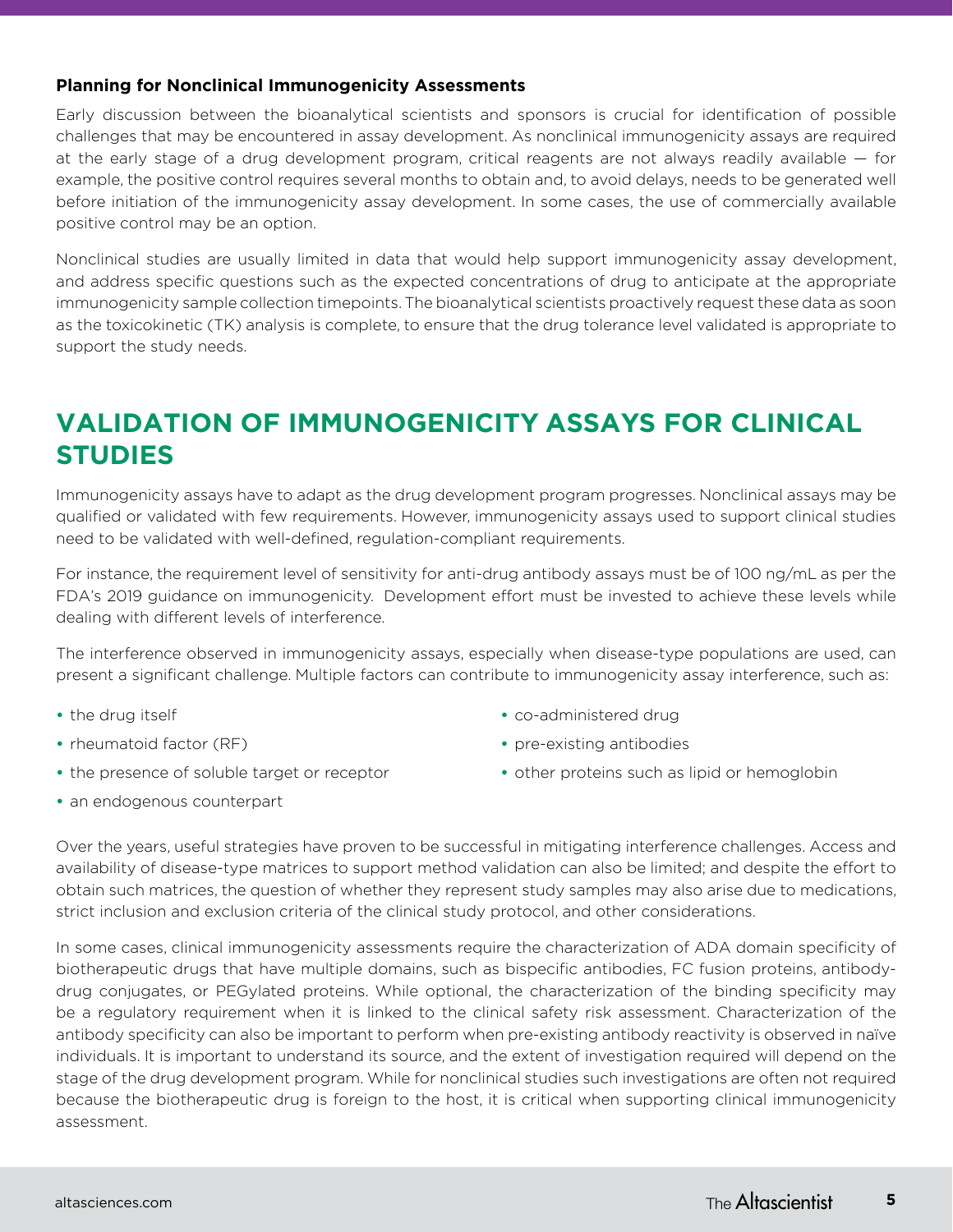### Planning for Nonclinical Immunogenicity Assessments

Early discussion between the bioanalytical scientists and sponsors is crucial for identification of possible challenges that may be encountered in assay development. As nonclinical immunogenicity assays are required at the early stage of a drug development program, critical reagents are not always readily available — for example, the positive control requires several months to obtain and, to avoid delays, needs to be generated well before initiation of the immunogenicity assay development. In some cases, the use of commercially available positive control may be an option.

Nonclinical studies are usually limited in data that would help support immunogenicity assay development, and address specific questions such as the expected concentrations of drug to anticipate at the appropriate immunogenicity sample collection timepoints. The bioanalytical scientists proactively request these data as soon as the toxicokinetic (TK) analysis is complete, to ensure that the drug tolerance level validated is appropriate to support the study needs.

## VALIDATION OF IMMUNOGENICITY ASSAYS FOR CLINICAL STUDIES

Immunogenicity assays have to adapt as the drug development program progresses. Nonclinical assays may be qualified or validated with few requirements. However, immunogenicity assays used to support clinical studies need to be validated with well-defined, regulation-compliant requirements.

For instance, the requirement level of sensitivity for anti-drug antibody assays must be of 100 ng/mL as per the FDA's 2019 guidance on immunogenicity. Development effort must be invested to achieve these levels while dealing with different levels of interference.

The interference observed in immunogenicity assays, especially when disease-type populations are used, can present a significant challenge. Multiple factors can contribute to immunogenicity assay interference, such as:

- the drug itself
- rheumatoid factor (RF)
- the presence of soluble target or receptor
- an endogenous counterpart
- co-administered drug
- pre-existing antibodies
- other proteins such as lipid or hemoglobin

Over the years, useful strategies have proven to be successful in mitigating interference challenges. Access and availability of disease-type matrices to support method validation can also be limited; and despite the effort to obtain such matrices, the question of whether they represent study samples may also arise due to medications, strict inclusion and exclusion criteria of the clinical study protocol, and other considerations.

In some cases, clinical immunogenicity assessments require the characterization of ADA domain specificity of biotherapeutic drugs that have multiple domains, such as bispecific antibodies, FC fusion proteins, antibody-drug conjugates, or PEGylated proteins. While optional, the characterization of the binding specificity may be a regulatory requirement when it is linked to the clinical safety risk assessment. Characterization of the antibody specificity can also be important to perform when pre-existing antibody reactivity is observed in naïve individuals. It is important to understand its source, and the extent of investigation required will depend on the stage of the drug development program. While for nonclinical studies such investigations are often not required because the biotherapeutic drug is foreign to the host, it is critical when supporting clinical immunogenicity assessment.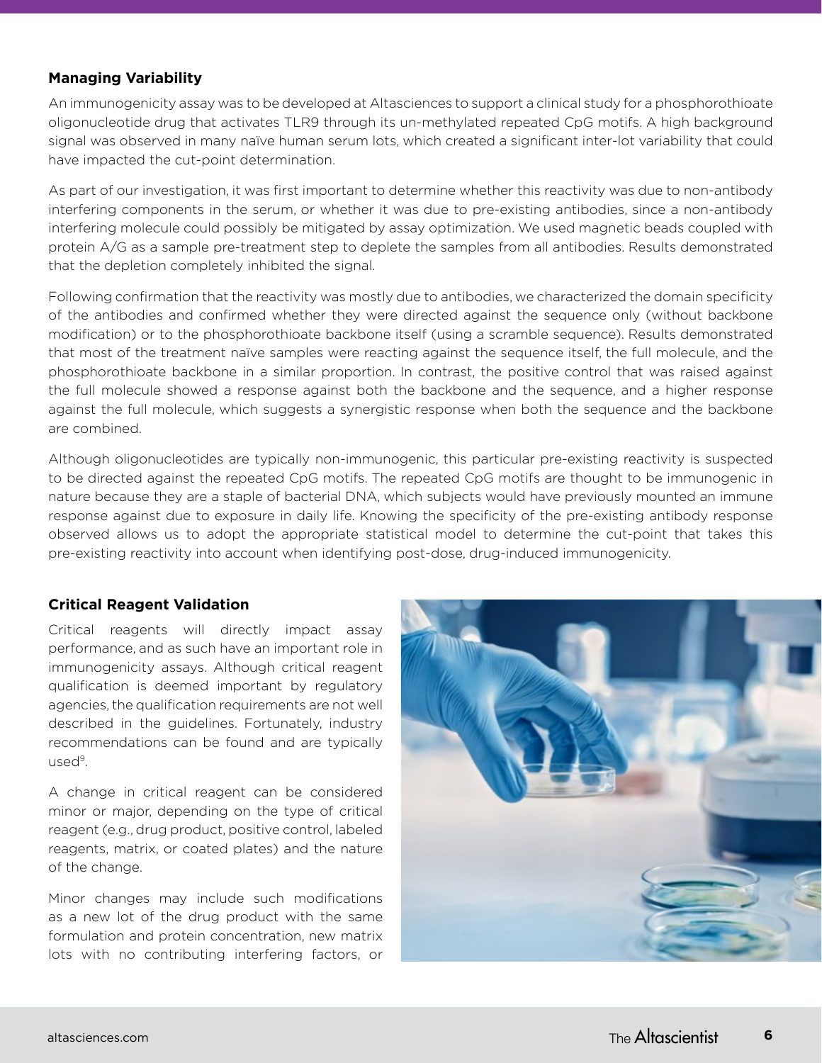### Managing Variability

An immunogenicity assay was to be developed at Altasciences to support a clinical study for a phosphorothioate oligonucleotide drug that activates TLR9 through its un-methylated repeated CpG motifs. A high background signal was observed in many naïve human serum lots, which created a significant inter-lot variability that could have impacted the cut-point determination.

As part of our investigation, it was first important to determine whether this reactivity was due to non-antibody interfering components in the serum, or whether it was due to pre-existing antibodies, since a non-antibody interfering molecule could possibly be mitigated by assay optimization. We used magnetic beads coupled with protein A/G as a sample pre-treatment step to deplete the samples from all antibodies. Results demonstrated that the depletion completely inhibited the signal.

Following confirmation that the reactivity was mostly due to antibodies, we characterized the domain specificity of the antibodies and confirmed whether they were directed against the sequence only (without backbone modification) or to the phosphorothioate backbone itself (using a scramble sequence). Results demonstrated that most of the treatment naïve samples were reacting against the sequence itself, the full molecule, and the phosphorothioate backbone in a similar proportion. In contrast, the positive control that was raised against the full molecule showed a response against both the backbone and the sequence, and a higher response against the full molecule, which suggests a synergistic response when both the sequence and the backbone are combined.

Although oligonucleotides are typically non-immunogenic, this particular pre-existing reactivity is suspected to be directed against the repeated CpG motifs. The repeated CpG motifs are thought to be immunogenic in nature because they are a staple of bacterial DNA, which subjects would have previously mounted an immune response against due to exposure in daily life. Knowing the specificity of the pre-existing antibody response observed allows us to adopt the appropriate statistical model to determine the cut-point that takes this pre-existing reactivity into account when identifying post-dose, drug-induced immunogenicity.

### Critical Reagent Validation

Critical reagents will directly impact assay performance, and as such have an important role in immunogenicity assays. Although critical reagent qualification is deemed important by regulatory agencies, the qualification requirements are not well described in the guidelines. Fortunately, industry recommendations can be found and are typically used[9].

A change in critical reagent can be considered minor or major, depending on the type of critical reagent (e.g., drug product, positive control, labeled reagents, matrix, or coated plates) and the nature of the change.

Minor changes may include such modifications as a new lot of the drug product with the same formulation and protein concentration, new matrix lots with no contributing interfering factors, or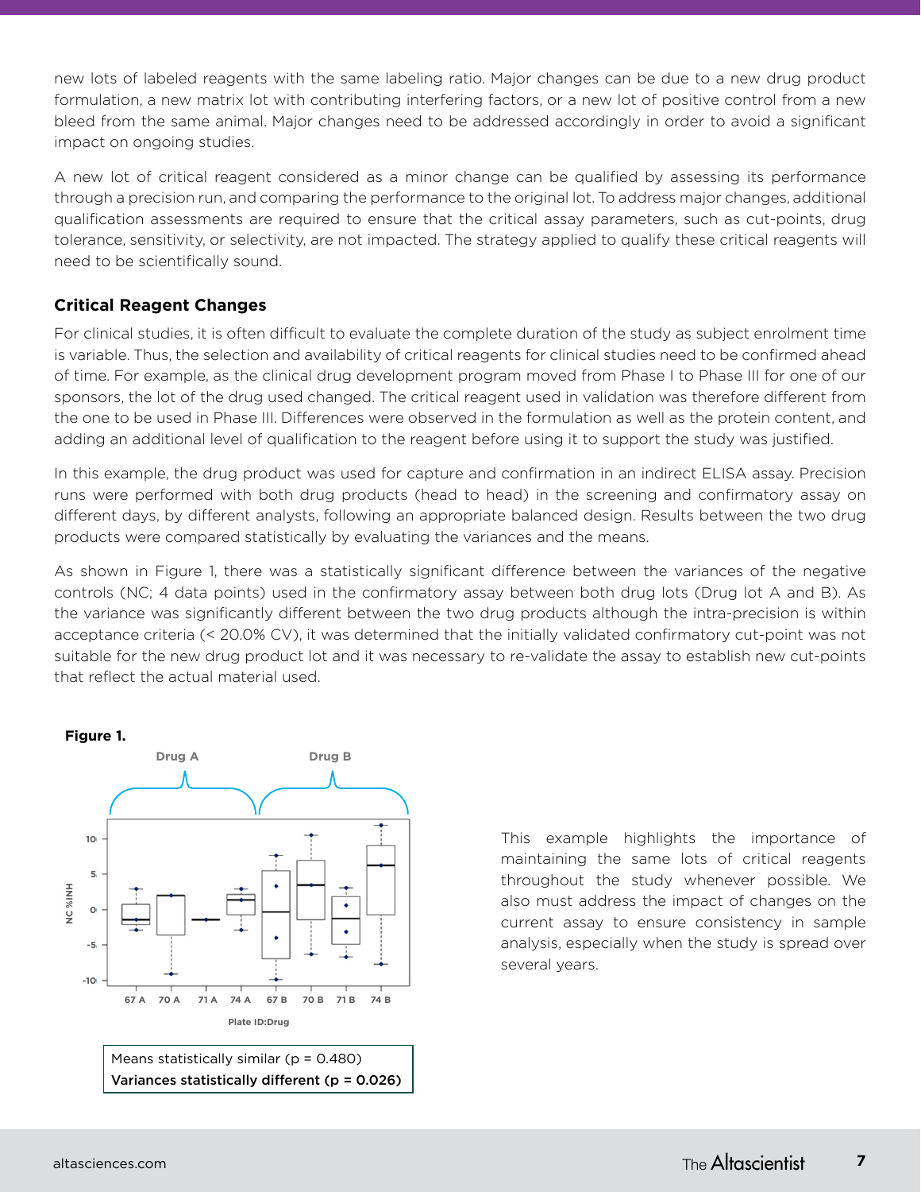new lots of labeled reagents with the same labeling ratio. Major changes can be due to a new drug product formulation, a new matrix lot with contributing interfering factors, or a new lot of positive control from a new bleed from the same animal. Major changes need to be addressed accordingly in order to avoid a significant impact on ongoing studies.

A new lot of critical reagent considered as a minor change can be qualified by assessing its performance through a precision run, and comparing the performance to the original lot. To address major changes, additional qualification assessments are required to ensure that the critical assay parameters, such as cut-points, drug tolerance, sensitivity, or selectivity, are not impacted. The strategy applied to qualify these critical reagents will need to be scientifically sound.

### Critical Reagent Changes

For clinical studies, it is often difficult to evaluate the complete duration of the study as subject enrolment time is variable. Thus, the selection and availability of critical reagents for clinical studies need to be confirmed ahead of time. For example, as the clinical drug development program moved from Phase I to Phase III for one of our sponsors, the lot of the drug used changed. The critical reagent used in validation was therefore different from the one to be used in Phase III. Differences were observed in the formulation as well as the protein content, and adding an additional level of qualification to the reagent before using it to support the study was justified.

In this example, the drug product was used for capture and confirmation in an indirect ELISA assay. Precision runs were performed with both drug products (head to head) in the screening and confirmatory assay on different days, by different analysts, following an appropriate balanced design. Results between the two drug products were compared statistically by evaluating the variances and the means.

As shown in Figure 1, there was a statistically significant difference between the variances of the negative controls (NC; 4 data points) used in the confirmatory assay between both drug lots (Drug lot A and B). As the variance was significantly different between the two drug products although the intra-precision is within acceptance criteria (< 20.0% CV), it was determined that the initially validated confirmatory cut-point was not suitable for the new drug product lot and it was necessary to re-validate the assay to establish new cut-points that reflect the actual material used.

**Figure 1.**

Drug A | Drug B

NC %INH

67 A, 70 A, 71 A, 74 A, 67 B, 70 B, 71 B, 74 B

Plate ID:Drug

Means statistically similar (p = 0.480)
**Variances statistically different (p = 0.026)**

This example highlights the importance of maintaining the same lots of critical reagents throughout the study whenever possible. We also must address the impact of changes on the current assay to ensure consistency in sample analysis, especially when the study is spread over several years.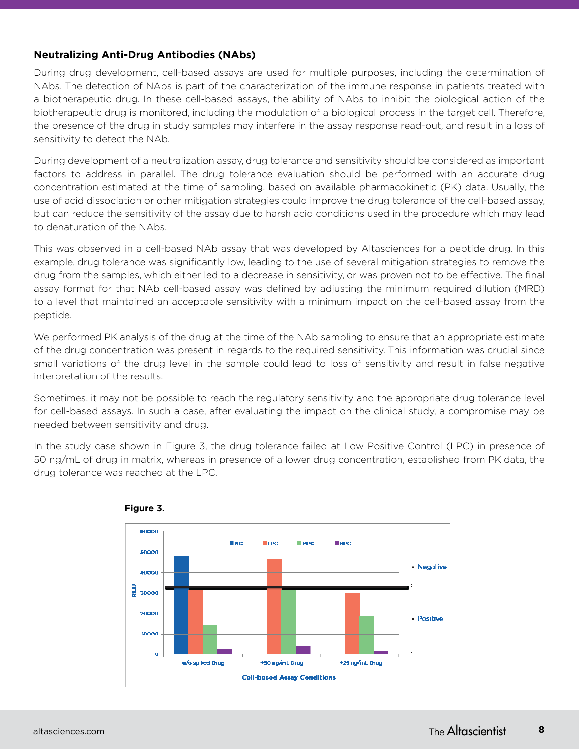### Neutralizing Anti-Drug Antibodies (NAbs)

During drug development, cell-based assays are used for multiple purposes, including the determination of NAbs. The detection of NAbs is part of the characterization of the immune response in patients treated with a biotherapeutic drug. In these cell-based assays, the ability of NAbs to inhibit the biological action of the biotherapeutic drug is monitored, including the modulation of a biological process in the target cell. Therefore, the presence of the drug in study samples may interfere in the assay response read-out, and result in a loss of sensitivity to detect the NAb.

During development of a neutralization assay, drug tolerance and sensitivity should be considered as important factors to address in parallel. The drug tolerance evaluation should be performed with an accurate drug concentration estimated at the time of sampling, based on available pharmacokinetic (PK) data. Usually, the use of acid dissociation or other mitigation strategies could improve the drug tolerance of the cell-based assay, but can reduce the sensitivity of the assay due to harsh acid conditions used in the procedure which may lead to denaturation of the NAbs.

This was observed in a cell-based NAb assay that was developed by Altasciences for a peptide drug. In this example, drug tolerance was significantly low, leading to the use of several mitigation strategies to remove the drug from the samples, which either led to a decrease in sensitivity, or was proven not to be effective. The final assay format for that NAb cell-based assay was defined by adjusting the minimum required dilution (MRD) to a level that maintained an acceptable sensitivity with a minimum impact on the cell-based assay from the peptide.

We performed PK analysis of the drug at the time of the NAb sampling to ensure that an appropriate estimate of the drug concentration was present in regards to the required sensitivity. This information was crucial since small variations of the drug level in the sample could lead to loss of sensitivity and result in false negative interpretation of the results.

Sometimes, it may not be possible to reach the regulatory sensitivity and the appropriate drug tolerance level for cell-based assays. In such a case, after evaluating the impact on the clinical study, a compromise may be needed between sensitivity and drug.

In the study case shown in Figure 3, the drug tolerance failed at Low Positive Control (LPC) in presence of 50 ng/mL of drug in matrix, whereas in presence of a lower drug concentration, established from PK data, the drug tolerance was reached at the LPC.

**Figure 3.**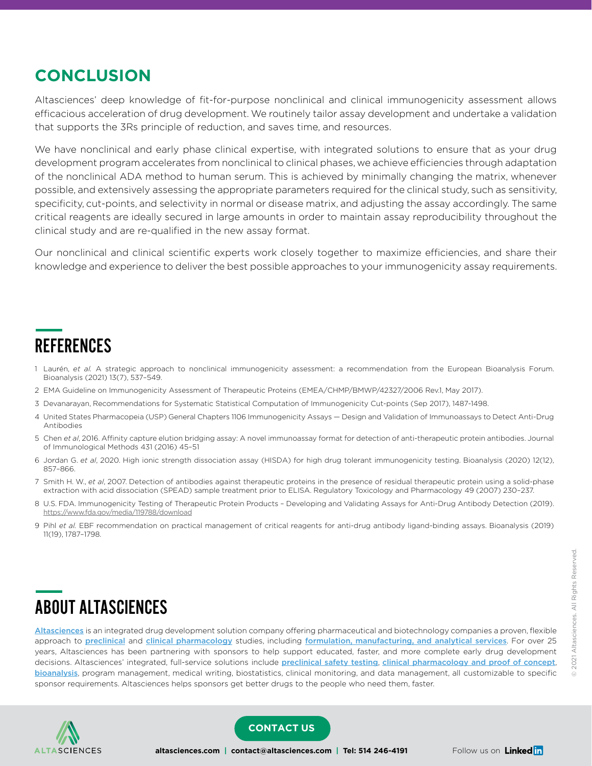## CONCLUSION

Altasciences' deep knowledge of fit-for-purpose nonclinical and clinical immunogenicity assessment allows efficacious acceleration of drug development. We routinely tailor assay development and undertake a validation that supports the 3Rs principle of reduction, and saves time, and resources.

We have nonclinical and early phase clinical expertise, with integrated solutions to ensure that as your drug development program accelerates from nonclinical to clinical phases, we achieve efficiencies through adaptation of the nonclinical ADA method to human serum. This is achieved by minimally changing the matrix, whenever possible, and extensively assessing the appropriate parameters required for the clinical study, such as sensitivity, specificity, cut-points, and selectivity in normal or disease matrix, and adjusting the assay accordingly. The same critical reagents are ideally secured in large amounts in order to maintain assay reproducibility throughout the clinical study and are re-qualified in the new assay format.

Our nonclinical and clinical scientific experts work closely together to maximize efficiencies, and share their knowledge and experience to deliver the best possible approaches to your immunogenicity assay requirements.

## REFERENCES

1. Laurén, *et al.* A strategic approach to nonclinical immunogenicity assessment: a recommendation from the European Bioanalysis Forum. Bioanalysis (2021) 13(7), 537–549.
2. EMA Guideline on Immunogenicity Assessment of Therapeutic Proteins (EMEA/CHMP/BMWP/42327/2006 Rev.1, May 2017).
3. Devanarayan, Recommendations for Systematic Statistical Computation of Immunogenicity Cut-points (Sep 2017), 1487-1498.
4. United States Pharmacopeia (USP) General Chapters 1106 Immunogenicity Assays — Design and Validation of Immunoassays to Detect Anti-Drug Antibodies
5. Chen *et al*, 2016. Affinity capture elution bridging assay: A novel immunoassay format for detection of anti-therapeutic protein antibodies. Journal of Immunological Methods 431 (2016) 45–51
6. Jordan G. *et al*, 2020. High ionic strength dissociation assay (HISDA) for high drug tolerant immunogenicity testing. Bioanalysis (2020) 12(12), 857–866.
7. Smith H. W., *et al*, 2007. Detection of antibodies against therapeutic proteins in the presence of residual therapeutic protein using a solid-phase extraction with acid dissociation (SPEAD) sample treatment prior to ELISA. Regulatory Toxicology and Pharmacology 49 (2007) 230–237.
8. U.S. FDA. Immunogenicity Testing of Therapeutic Protein Products – Developing and Validating Assays for Anti-Drug Antibody Detection (2019). https://www.fda.gov/media/119788/download
9. Pihl *et al.* EBF recommendation on practical management of critical reagents for anti-drug antibody ligand-binding assays. Bioanalysis (2019) 11(19), 1787–1798.

## ABOUT ALTASCIENCES

Altasciences is an integrated drug development solution company offering pharmaceutical and biotechnology companies a proven, flexible approach to **preclinical** and **clinical pharmacology** studies, including **formulation, manufacturing, and analytical services**. For over 25 years, Altasciences has been partnering with sponsors to help support educated, faster, and more complete early drug development decisions. Altasciences' integrated, full-service solutions include **preclinical safety testing**, **clinical pharmacology and proof of concept**, **bioanalysis**, program management, medical writing, biostatistics, clinical monitoring, and data management, all customizable to specific sponsor requirements. Altasciences helps sponsors get better drugs to the people who need them, faster.

© 2021 Altasciences. All Rights Reserved.

ALTASCIENCES

CONTACT US

**altasciences.com | contact@altasciences.com | Tel: 514 246-4191**

Follow us on LinkedIn